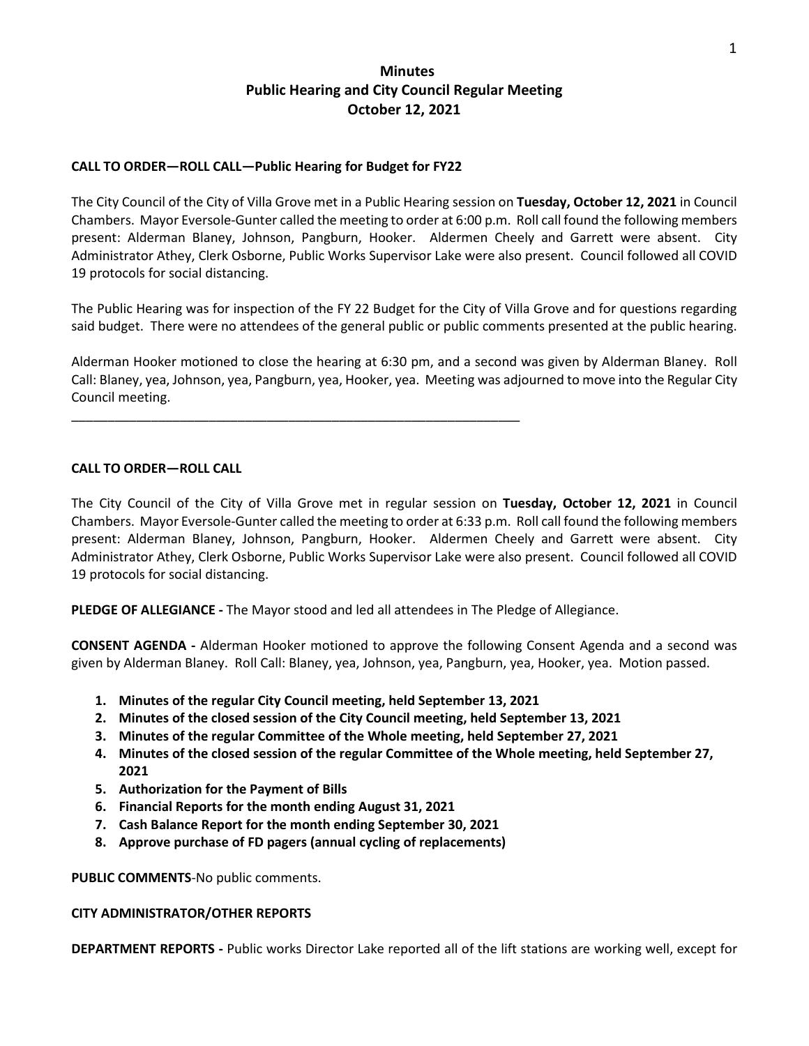# Minutes
## Public Hearing and City Council Regular Meeting
## October 12, 2021

**CALL TO ORDER—ROLL CALL—Public Hearing for Budget for FY22**

The City Council of the City of Villa Grove met in a Public Hearing session on **Tuesday, October 12, 2021** in Council Chambers. Mayor Eversole-Gunter called the meeting to order at 6:00 p.m. Roll call found the following members present: Alderman Blaney, Johnson, Pangburn, Hooker. Aldermen Cheely and Garrett were absent. City Administrator Athey, Clerk Osborne, Public Works Supervisor Lake were also present. Council followed all COVID 19 protocols for social distancing.

The Public Hearing was for inspection of the FY 22 Budget for the City of Villa Grove and for questions regarding said budget. There were no attendees of the general public or public comments presented at the public hearing.

Alderman Hooker motioned to close the hearing at 6:30 pm, and a second was given by Alderman Blaney. Roll Call: Blaney, yea, Johnson, yea, Pangburn, yea, Hooker, yea. Meeting was adjourned to move into the Regular City Council meeting.

---

**CALL TO ORDER—ROLL CALL**

The City Council of the City of Villa Grove met in regular session on **Tuesday, October 12, 2021** in Council Chambers. Mayor Eversole-Gunter called the meeting to order at 6:33 p.m. Roll call found the following members present: Alderman Blaney, Johnson, Pangburn, Hooker. Aldermen Cheely and Garrett were absent. City Administrator Athey, Clerk Osborne, Public Works Supervisor Lake were also present. Council followed all COVID 19 protocols for social distancing.

**PLEDGE OF ALLEGIANCE -** The Mayor stood and led all attendees in The Pledge of Allegiance.

**CONSENT AGENDA -** Alderman Hooker motioned to approve the following Consent Agenda and a second was given by Alderman Blaney. Roll Call: Blaney, yea, Johnson, yea, Pangburn, yea, Hooker, yea. Motion passed.

1. **Minutes of the regular City Council meeting, held September 13, 2021**
2. **Minutes of the closed session of the City Council meeting, held September 13, 2021**
3. **Minutes of the regular Committee of the Whole meeting, held September 27, 2021**
4. **Minutes of the closed session of the regular Committee of the Whole meeting, held September 27, 2021**
5. **Authorization for the Payment of Bills**
6. **Financial Reports for the month ending August 31, 2021**
7. **Cash Balance Report for the month ending September 30, 2021**
8. **Approve purchase of FD pagers (annual cycling of replacements)**

**PUBLIC COMMENTS**-No public comments.

**CITY ADMINISTRATOR/OTHER REPORTS**

**DEPARTMENT REPORTS -** Public works Director Lake reported all of the lift stations are working well, except for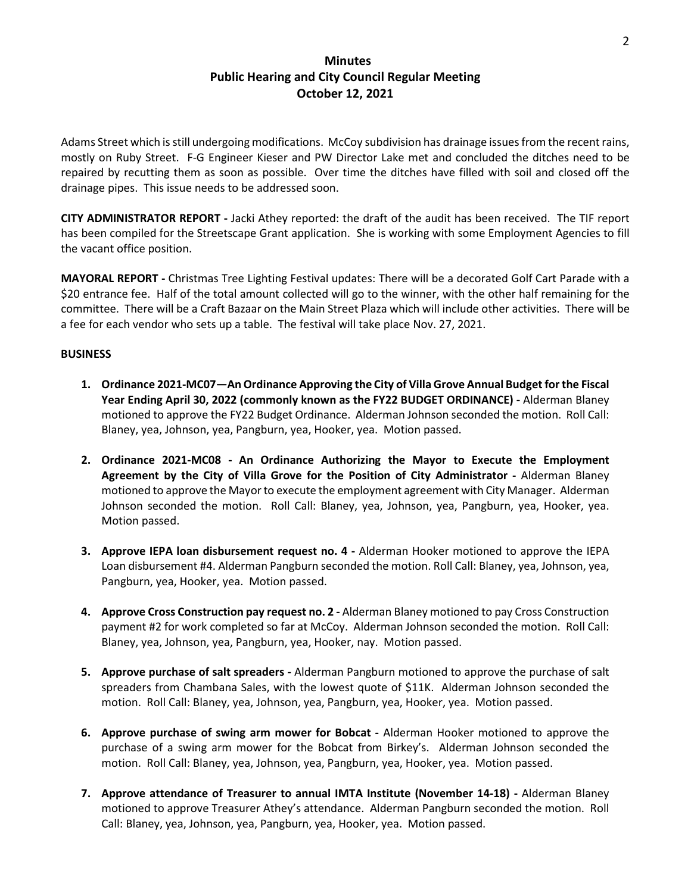# Minutes
## Public Hearing and City Council Regular Meeting
## October 12, 2021

Adams Street which is still undergoing modifications. McCoy subdivision has drainage issues from the recent rains, mostly on Ruby Street. F-G Engineer Kieser and PW Director Lake met and concluded the ditches need to be repaired by recutting them as soon as possible. Over time the ditches have filled with soil and closed off the drainage pipes. This issue needs to be addressed soon.

**CITY ADMINISTRATOR REPORT -** Jacki Athey reported: the draft of the audit has been received. The TIF report has been compiled for the Streetscape Grant application. She is working with some Employment Agencies to fill the vacant office position.

**MAYORAL REPORT -** Christmas Tree Lighting Festival updates: There will be a decorated Golf Cart Parade with a $20 entrance fee. Half of the total amount collected will go to the winner, with the other half remaining for the committee. There will be a Craft Bazaar on the Main Street Plaza which will include other activities. There will be a fee for each vendor who sets up a table. The festival will take place Nov. 27, 2021.

**BUSINESS**

1. **Ordinance 2021-MC07—An Ordinance Approving the City of Villa Grove Annual Budget for the Fiscal Year Ending April 30, 2022 (commonly known as the FY22 BUDGET ORDINANCE) -** Alderman Blaney motioned to approve the FY22 Budget Ordinance. Alderman Johnson seconded the motion. Roll Call: Blaney, yea, Johnson, yea, Pangburn, yea, Hooker, yea. Motion passed.

2. **Ordinance 2021-MC08 - An Ordinance Authorizing the Mayor to Execute the Employment Agreement by the City of Villa Grove for the Position of City Administrator -** Alderman Blaney motioned to approve the Mayor to execute the employment agreement with City Manager. Alderman Johnson seconded the motion. Roll Call: Blaney, yea, Johnson, yea, Pangburn, yea, Hooker, yea. Motion passed.

3. **Approve IEPA loan disbursement request no. 4 -** Alderman Hooker motioned to approve the IEPA Loan disbursement #4. Alderman Pangburn seconded the motion. Roll Call: Blaney, yea, Johnson, yea, Pangburn, yea, Hooker, yea. Motion passed.

4. **Approve Cross Construction pay request no. 2 -** Alderman Blaney motioned to pay Cross Construction payment #2 for work completed so far at McCoy. Alderman Johnson seconded the motion. Roll Call: Blaney, yea, Johnson, yea, Pangburn, yea, Hooker, nay. Motion passed.

5. **Approve purchase of salt spreaders -** Alderman Pangburn motioned to approve the purchase of salt spreaders from Chambana Sales, with the lowest quote of $11K. Alderman Johnson seconded the motion. Roll Call: Blaney, yea, Johnson, yea, Pangburn, yea, Hooker, yea. Motion passed.

6. **Approve purchase of swing arm mower for Bobcat -** Alderman Hooker motioned to approve the purchase of a swing arm mower for the Bobcat from Birkey's. Alderman Johnson seconded the motion. Roll Call: Blaney, yea, Johnson, yea, Pangburn, yea, Hooker, yea. Motion passed.

7. **Approve attendance of Treasurer to annual IMTA Institute (November 14-18) -** Alderman Blaney motioned to approve Treasurer Athey's attendance. Alderman Pangburn seconded the motion. Roll Call: Blaney, yea, Johnson, yea, Pangburn, yea, Hooker, yea. Motion passed.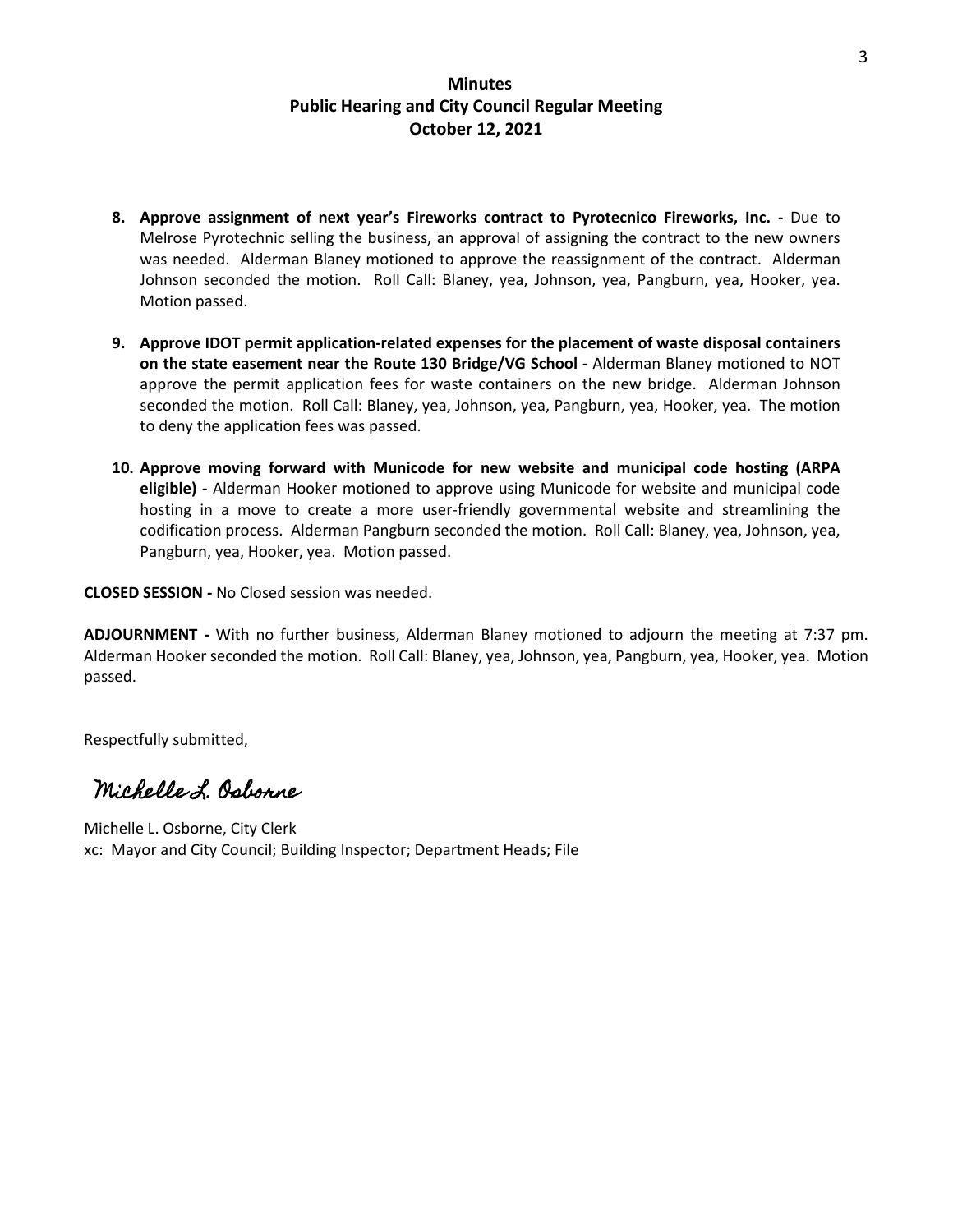**Minutes**
**Public Hearing and City Council Regular Meeting**
**October 12, 2021**

8. **Approve assignment of next year's Fireworks contract to Pyrotecnico Fireworks, Inc. -** Due to Melrose Pyrotechnic selling the business, an approval of assigning the contract to the new owners was needed. Alderman Blaney motioned to approve the reassignment of the contract. Alderman Johnson seconded the motion. Roll Call: Blaney, yea, Johnson, yea, Pangburn, yea, Hooker, yea. Motion passed.

9. **Approve IDOT permit application-related expenses for the placement of waste disposal containers on the state easement near the Route 130 Bridge/VG School -** Alderman Blaney motioned to NOT approve the permit application fees for waste containers on the new bridge. Alderman Johnson seconded the motion. Roll Call: Blaney, yea, Johnson, yea, Pangburn, yea, Hooker, yea. The motion to deny the application fees was passed.

10. **Approve moving forward with Municode for new website and municipal code hosting (ARPA eligible) -** Alderman Hooker motioned to approve using Municode for website and municipal code hosting in a move to create a more user-friendly governmental website and streamlining the codification process. Alderman Pangburn seconded the motion. Roll Call: Blaney, yea, Johnson, yea, Pangburn, yea, Hooker, yea. Motion passed.

**CLOSED SESSION -** No Closed session was needed.

**ADJOURNMENT -** With no further business, Alderman Blaney motioned to adjourn the meeting at 7:37 pm. Alderman Hooker seconded the motion. Roll Call: Blaney, yea, Johnson, yea, Pangburn, yea, Hooker, yea. Motion passed.

Respectfully submitted,

*Michelle L. Osborne*

Michelle L. Osborne, City Clerk
xc: Mayor and City Council; Building Inspector; Department Heads; File